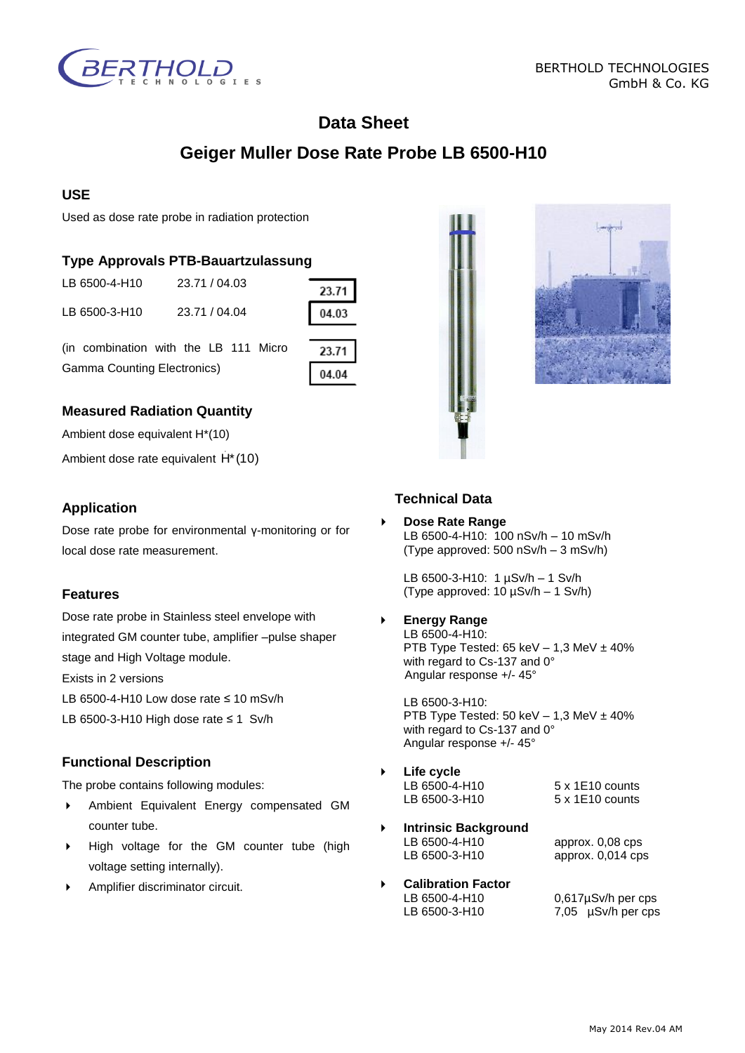BERTHOLD TECHNOLOGIES
GmbH & Co. KG

# Data Sheet

# Geiger Muller Dose Rate Probe LB 6500-H10

## USE

Used as dose rate probe in radiation protection

## Type Approvals PTB-Bauartzulassung

| | | |
|---|---|---|
| LB 6500-4-H10 | 23.71 / 04.03 | 23.71 / 04.03 |
| LB 6500-3-H10 | 23.71 / 04.04 | 23.71 / 04.04 |

(in combination with the LB 111 Micro Gamma Counting Electronics)

## Measured Radiation Quantity

Ambient dose equivalent H*(10)

Ambient dose rate equivalent $\dot{H}^*(10)$

## Application

Dose rate probe for environmental γ-monitoring or for local dose rate measurement.

## Features

Dose rate probe in Stainless steel envelope with integrated GM counter tube, amplifier –pulse shaper stage and High Voltage module.

Exists in 2 versions

LB 6500-4-H10 Low dose rate ≤ 10 mSv/h

LB 6500-3-H10 High dose rate ≤ 1 Sv/h

## Functional Description

The probe contains following modules:

- Ambient Equivalent Energy compensated GM counter tube.
- High voltage for the GM counter tube (high voltage setting internally).
- Amplifier discriminator circuit.

## Technical Data

- **Dose Rate Range**
  LB 6500-4-H10: 100 nSv/h – 10 mSv/h
  (Type approved: 500 nSv/h – 3 mSv/h)

  LB 6500-3-H10: 1 µSv/h – 1 Sv/h
  (Type approved: 10 µSv/h – 1 Sv/h)

- **Energy Range**
  LB 6500-4-H10:
  PTB Type Tested: 65 keV – 1,3 MeV ± 40%
  with regard to Cs-137 and 0°
  Angular response +/- 45°

  LB 6500-3-H10:
  PTB Type Tested: 50 keV – 1,3 MeV ± 40%
  with regard to Cs-137 and 0°
  Angular response +/- 45°

- **Life cycle**
  LB 6500-4-H10 5 x 1E10 counts
  LB 6500-3-H10 5 x 1E10 counts

- **Intrinsic Background**
  LB 6500-4-H10 approx. 0,08 cps
  LB 6500-3-H10 approx. 0,014 cps

- **Calibration Factor**
  LB 6500-4-H10 0,617µSv/h per cps
  LB 6500-3-H10 7,05 µSv/h per cps

May 2014 Rev.04 AM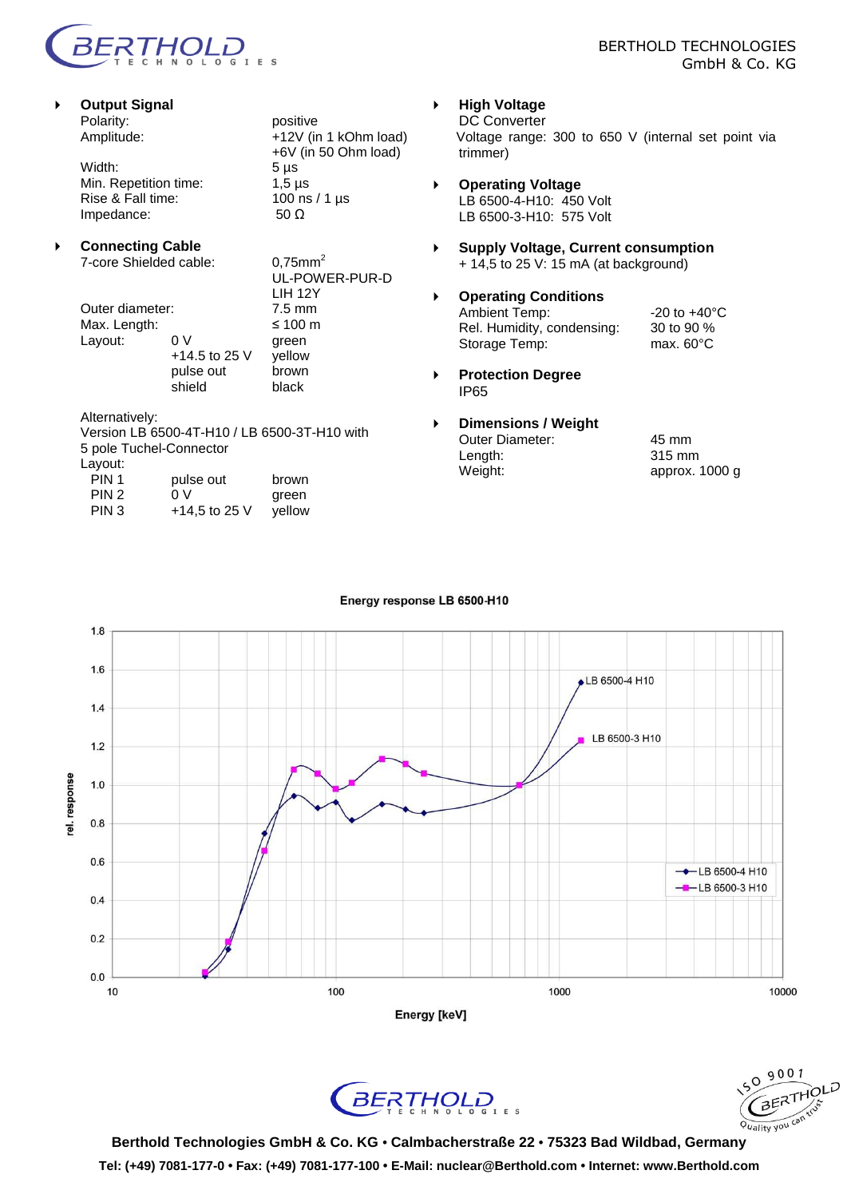## Output Signal

| | |
|---|---|
| Polarity: | positive |
| Amplitude: | +12V (in 1 kOhm load)<br>+6V (in 50 Ohm load) |
| Width: | 5 µs |
| Min. Repetition time: | 1,5 µs |
| Rise & Fall time: | 100 ns / 1 µs |
| Impedance: | 50 Ω |

## Connecting Cable

| | | |
|---|---|---|
| 7-core Shielded cable: | | $0{,}75 mm^2$<br>UL-POWER-PUR-D<br>LIH 12Y |
| Outer diameter: | | 7.5 mm |
| Max. Length: | | ≤ 100 m |
| Layout: | 0 V | green |
| | +14.5 to 25 V | yellow |
| | pulse out | brown |
| | shield | black |

Alternatively:
Version LB 6500-4T-H10 / LB 6500-3T-H10 with 5 pole Tuchel-Connector
Layout:

| | | |
|---|---|---|
| PIN 1 | pulse out | brown |
| PIN 2 | 0 V | green |
| PIN 3 | +14,5 to 25 V | yellow |

## High Voltage

DC Converter
Voltage range: 300 to 650 V (internal set point via trimmer)

## Operating Voltage

LB 6500-4-H10: 450 Volt
LB 6500-3-H10: 575 Volt

## Supply Voltage, Current consumption

+ 14,5 to 25 V: 15 mA (at background)

## Operating Conditions

| | |
|---|---|
| Ambient Temp: | -20 to +40°C |
| Rel. Humidity, condensing: | 30 to 90 % |
| Storage Temp: | max. 60°C |

## Protection Degree

IP65

## Dimensions / Weight

| | |
|---|---|
| Outer Diameter: | 45 mm |
| Length: | 315 mm |
| Weight: | approx. 1000 g |

Energy response LB 6500-H10

rel. response
1.8
1.6
1.4
1.2
1.0
0.8
0.6
0.4
0.2
0.0
10
100
1000
10000
Energy [keV]
LB 6500-4 H10
LB 6500-3 H10

Berthold Technologies GmbH & Co. KG • Calmbacherstraße 22 • 75323 Bad Wildbad, Germany
Tel: (+49) 7081-177-0 • Fax: (+49) 7081-177-100 • E-Mail: nuclear@Berthold.com • Internet: www.Berthold.com